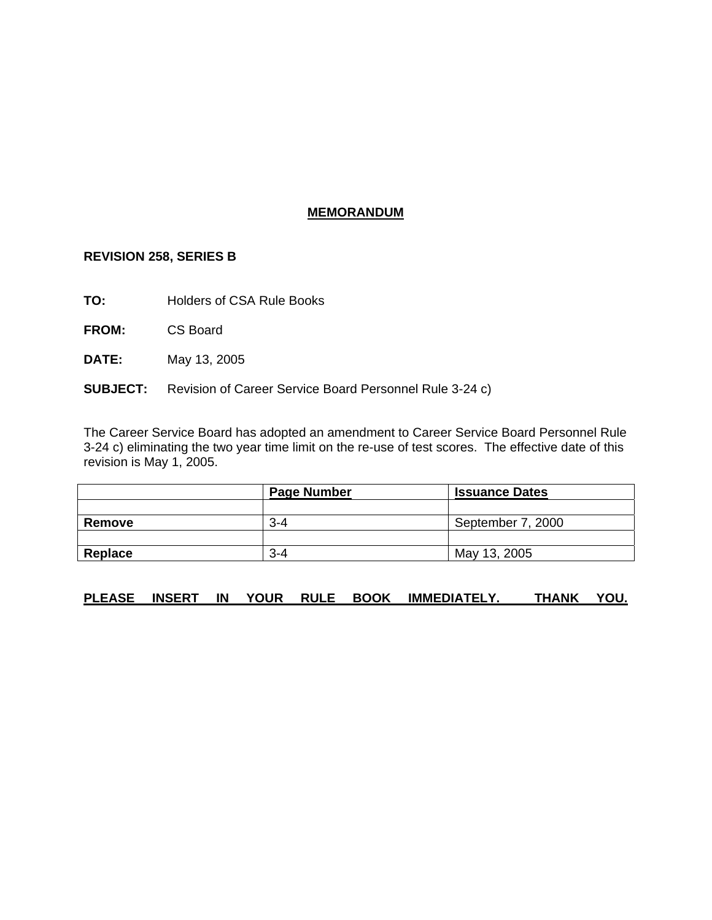# MEMORANDUM

**REVISION 258, SERIES B**

**TO:** Holders of CSA Rule Books

**FROM:** CS Board

**DATE:** May 13, 2005

**SUBJECT:** Revision of Career Service Board Personnel Rule 3-24 c)

The Career Service Board has adopted an amendment to Career Service Board Personnel Rule 3-24 c) eliminating the two year time limit on the re-use of test scores. The effective date of this revision is May 1, 2005.

| | Page Number | Issuance Dates |
|---|---|---|
| | | |
| **Remove** | 3-4 | September 7, 2000 |
| | | |
| **Replace** | 3-4 | May 13, 2005 |

**PLEASE INSERT IN YOUR RULE BOOK IMMEDIATELY. THANK YOU.**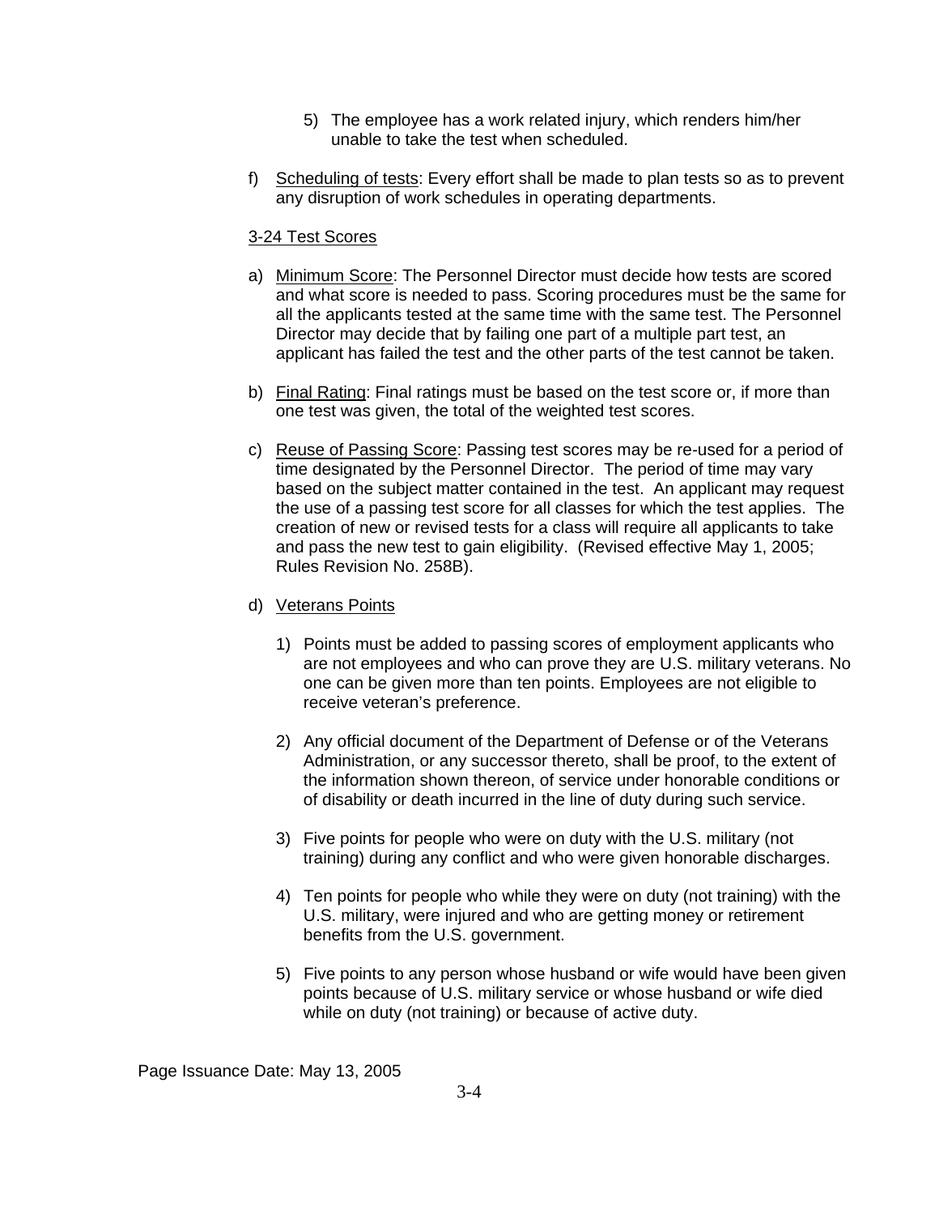5) The employee has a work related injury, which renders him/her unable to take the test when scheduled.

f) Scheduling of tests: Every effort shall be made to plan tests so as to prevent any disruption of work schedules in operating departments.

3-24 Test Scores

a) Minimum Score: The Personnel Director must decide how tests are scored and what score is needed to pass. Scoring procedures must be the same for all the applicants tested at the same time with the same test. The Personnel Director may decide that by failing one part of a multiple part test, an applicant has failed the test and the other parts of the test cannot be taken.

b) Final Rating: Final ratings must be based on the test score or, if more than one test was given, the total of the weighted test scores.

c) Reuse of Passing Score: Passing test scores may be re-used for a period of time designated by the Personnel Director. The period of time may vary based on the subject matter contained in the test. An applicant may request the use of a passing test score for all classes for which the test applies. The creation of new or revised tests for a class will require all applicants to take and pass the new test to gain eligibility. (Revised effective May 1, 2005; Rules Revision No. 258B).

d) Veterans Points

1) Points must be added to passing scores of employment applicants who are not employees and who can prove they are U.S. military veterans. No one can be given more than ten points. Employees are not eligible to receive veteran's preference.

2) Any official document of the Department of Defense or of the Veterans Administration, or any successor thereto, shall be proof, to the extent of the information shown thereon, of service under honorable conditions or of disability or death incurred in the line of duty during such service.

3) Five points for people who were on duty with the U.S. military (not training) during any conflict and who were given honorable discharges.

4) Ten points for people who while they were on duty (not training) with the U.S. military, were injured and who are getting money or retirement benefits from the U.S. government.

5) Five points to any person whose husband or wife would have been given points because of U.S. military service or whose husband or wife died while on duty (not training) or because of active duty.

Page Issuance Date: May 13, 2005